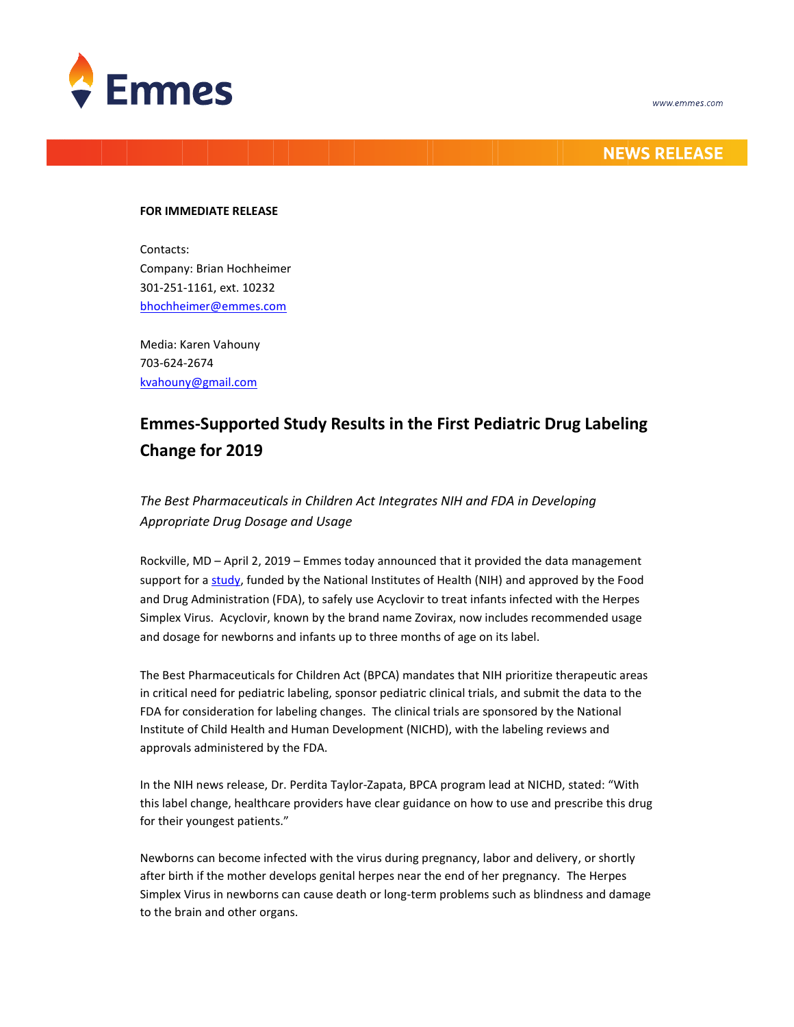www.emmes.com

NEWS RELEASE

**FOR IMMEDIATE RELEASE**

Contacts:
Company: Brian Hochheimer
301-251-1161, ext. 10232
bhochheimer@emmes.com

Media: Karen Vahouny
703-624-2674
kvahouny@gmail.com

# Emmes-Supported Study Results in the First Pediatric Drug Labeling Change for 2019

*The Best Pharmaceuticals in Children Act Integrates NIH and FDA in Developing Appropriate Drug Dosage and Usage*

Rockville, MD – April 2, 2019 – Emmes today announced that it provided the data management support for a study, funded by the National Institutes of Health (NIH) and approved by the Food and Drug Administration (FDA), to safely use Acyclovir to treat infants infected with the Herpes Simplex Virus. Acyclovir, known by the brand name Zovirax, now includes recommended usage and dosage for newborns and infants up to three months of age on its label.

The Best Pharmaceuticals for Children Act (BPCA) mandates that NIH prioritize therapeutic areas in critical need for pediatric labeling, sponsor pediatric clinical trials, and submit the data to the FDA for consideration for labeling changes. The clinical trials are sponsored by the National Institute of Child Health and Human Development (NICHD), with the labeling reviews and approvals administered by the FDA.

In the NIH news release, Dr. Perdita Taylor-Zapata, BPCA program lead at NICHD, stated: "With this label change, healthcare providers have clear guidance on how to use and prescribe this drug for their youngest patients."

Newborns can become infected with the virus during pregnancy, labor and delivery, or shortly after birth if the mother develops genital herpes near the end of her pregnancy. The Herpes Simplex Virus in newborns can cause death or long-term problems such as blindness and damage to the brain and other organs.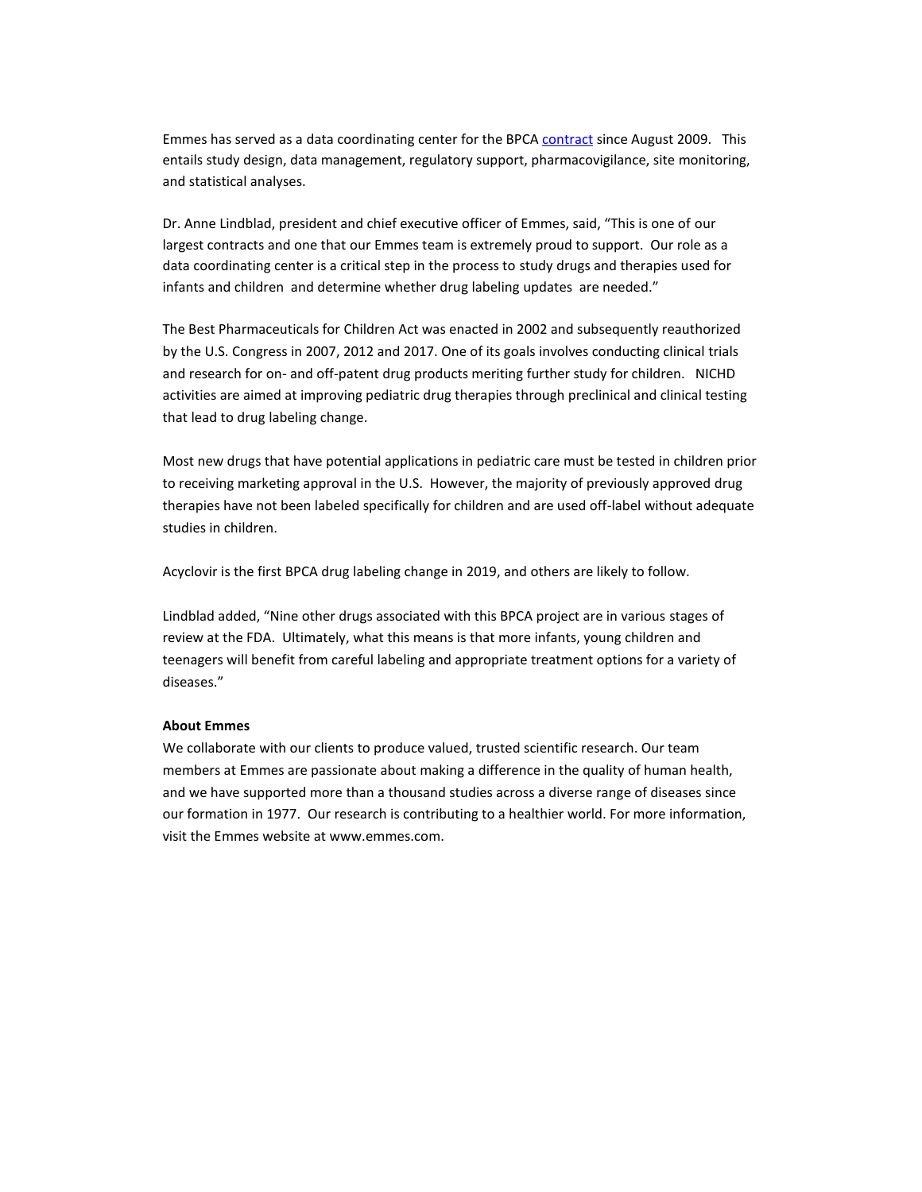Emmes has served as a data coordinating center for the BPCA contract since August 2009. This entails study design, data management, regulatory support, pharmacovigilance, site monitoring, and statistical analyses.

Dr. Anne Lindblad, president and chief executive officer of Emmes, said, "This is one of our largest contracts and one that our Emmes team is extremely proud to support. Our role as a data coordinating center is a critical step in the process to study drugs and therapies used for infants and children and determine whether drug labeling updates are needed."

The Best Pharmaceuticals for Children Act was enacted in 2002 and subsequently reauthorized by the U.S. Congress in 2007, 2012 and 2017. One of its goals involves conducting clinical trials and research for on- and off-patent drug products meriting further study for children. NICHD activities are aimed at improving pediatric drug therapies through preclinical and clinical testing that lead to drug labeling change.

Most new drugs that have potential applications in pediatric care must be tested in children prior to receiving marketing approval in the U.S. However, the majority of previously approved drug therapies have not been labeled specifically for children and are used off-label without adequate studies in children.

Acyclovir is the first BPCA drug labeling change in 2019, and others are likely to follow.

Lindblad added, "Nine other drugs associated with this BPCA project are in various stages of review at the FDA. Ultimately, what this means is that more infants, young children and teenagers will benefit from careful labeling and appropriate treatment options for a variety of diseases."

**About Emmes**

We collaborate with our clients to produce valued, trusted scientific research. Our team members at Emmes are passionate about making a difference in the quality of human health, and we have supported more than a thousand studies across a diverse range of diseases since our formation in 1977. Our research is contributing to a healthier world. For more information, visit the Emmes website at www.emmes.com.